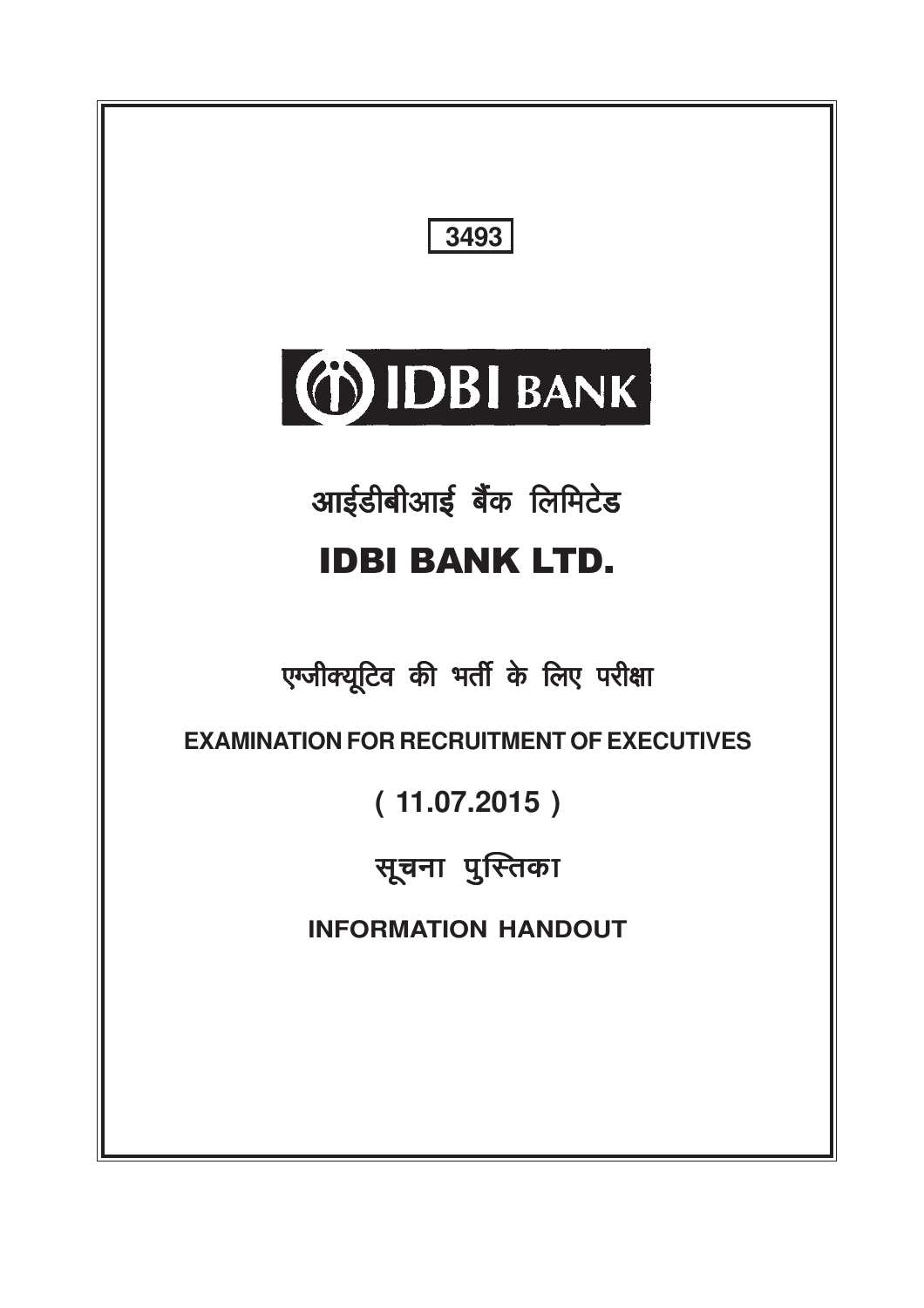**3493**

**IDBI BANK**

# आईडीबीआई बैंक लिमिटेड

# IDBI BANK LTD.

## एग्जीक्यूटिव की भर्ती के लिए परीक्षा

## EXAMINATION FOR RECRUITMENT OF EXECUTIVES

## ( 11.07.2015 )

## सूचना पुस्तिका

## INFORMATION HANDOUT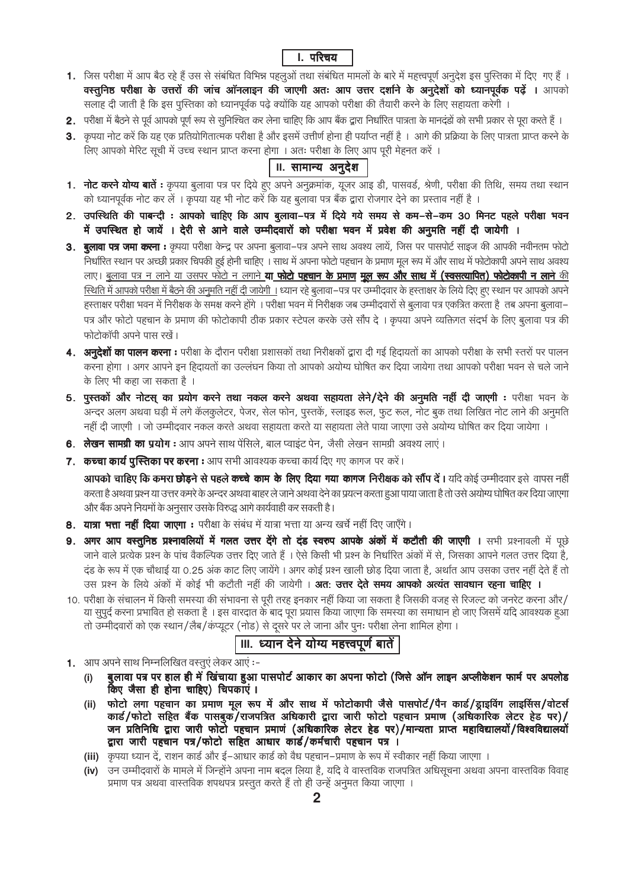## I. परिचय

1. जिस परीक्षा में आप बैठ रहे हैं उस से संबंधित विभिन्न पहलुओं तथा संबंधित मामलों के बारे में महत्त्वपूर्ण अनुदेश इस पुस्तिका में दिए गए हैं । **वस्तुनिष्ठ परीक्षा के उत्तरों की जांच ऑनलाइन की जाएगी अतः आप उत्तर दर्शाने के अनुदेशों को ध्यानपूर्वक पढ़ें ।** आपको सलाह दी जाती है कि इस पुस्तिका को ध्यानपूर्वक पढ़े क्योंकि यह आपको परीक्षा की तैयारी करने के लिए सहायता करेगी ।
2. परीक्षा में बैठने से पूर्व आपको पूर्ण रूप से सुनिश्चित कर लेना चाहिए कि आप बैंक द्वारा निर्धारित पात्रता के मानदंडों को सभी प्रकार से पूरा करते हैं ।
3. कृपया नोट करें कि यह एक प्रतियोगितात्मक परीक्षा है और इसमें उत्तीर्ण होना ही पर्याप्त नहीं है । आगे की प्रक्रिया के लिए पात्रता प्राप्त करने के लिए आपको मेरिट सूची में उच्च स्थान प्राप्त करना होगा । अतः परीक्षा के लिए आप पूरी मेहनत करें ।

## II. सामान्य अनुदेश

1. **नोट करने योग्य बातें :** कृपया बुलावा पत्र पर दिये हुए अपने अनुक्रमांक, यूजर आइ डी, पासवर्ड, श्रेणी, परीक्षा की तिथि, समय तथा स्थान को ध्यानपूर्वक नोट कर लें । कृपया यह भी नोट करें कि यह बुलावा पत्र बैंक द्वारा रोजगार देने का प्रस्ताव नहीं है ।
2. **उपस्थिति की पाबन्दी : आपको चाहिए कि आप बुलावा-पत्र में दिये गये समय से कम-से-कम 30 मिनट पहले परीक्षा भवन में उपस्थित हो जायें । देरी से आने वाले उम्मीदवारों को परीक्षा भवन में प्रवेश की अनुमति नहीं दी जायेगी ।**
3. **बुलावा पत्र जमा करना :** कृपया परीक्षा केन्द्र पर अपना बुलावा-पत्र अपने साथ अवश्य लायें, जिस पर पासपोर्ट साइज की आपकी नवीनतम फोटो निर्धारित स्थान पर अच्छी प्रकार चिपकी हुई होनी चाहिए । साथ में अपना फोटो पहचान के प्रमाण मूल रूप में और साथ में फोटोकापी अपने साथ अवश्य लाए। <u>बुलावा पत्र न लाने या उसपर फोटो न लगाने **या फोटो पहचान के प्रमाण मूल रूप और साथ में (स्वसत्यापित) फोटोकापी न लाने** की स्थिति में आपको परीक्षा में बैठने की अनुमति नहीं दी जायेगी ।</u> ध्यान रहे बुलावा-पत्र पर उम्मीदवार के हस्ताक्षर के लिये दिए हुए स्थान पर आपको अपने हस्ताक्षर परीक्षा भवन में निरीक्षक के समक्ष करने होंगे । परीक्षा भवन में निरीक्षक जब उम्मीदवारों से बुलावा पत्र एकत्रित करता है तब अपना बुलावा-पत्र और फोटो पहचान के प्रमाण की फोटोकापी ठीक प्रकार स्टेपल करके उसे सौंप दे । कृपया अपने व्यक्तिगत संदर्भ के लिए बुलावा पत्र की फोटोकॉपी अपने पास रखें।
4. **अनुदेशों का पालन करना :** परीक्षा के दौरान परीक्षा प्रशासकों तथा निरीक्षकों द्वारा दी गई हिदायतों का आपको परीक्षा के सभी स्तरों पर पालन करना होगा । अगर आपने इन हिदायतों का उल्लंघन किया तो आपको अयोग्य घोषित कर दिया जायेगा तथा आपको परीक्षा भवन से चले जाने के लिए भी कहा जा सकता है ।
5. **पुस्तकों और नोटस् का प्रयोग करने तथा नकल करने अथवा सहायता लेने/देने की अनुमति नहीं दी जाएगी :** परीक्षा भवन के अन्दर अलग अथवा घड़ी में लगे कॅलकुलेटर, पेजर, सेल फोन, पुस्तकें, स्लाइड रूल, फुट रूल, नोट बुक तथा लिखित नोट लाने की अनुमति नहीं दी जाएगी । जो उम्मीदवार नकल करते अथवा सहायता करते या सहायता लेते पाया जाएगा उसे अयोग्य घोषित कर दिया जायेगा ।
6. **लेखन सामग्री का प्रयोग :** आप अपने साथ पेंसिले, बाल प्वाइंट पेन, जैसी लेखन सामग्री अवश्य लाएं ।
7. **कच्चा कार्य पुस्तिका पर करना :** आप सभी आवश्यक कच्चा कार्य दिए गए कागज पर करें।

   **आपको चाहिए कि कमरा छोड़ने से पहले कच्चे काम के लिए दिया गया कागज निरीक्षक को सौंप दें ।** यदि कोई उम्मीदवार इसे वापस नहीं करता है अथवा प्रश्न या उत्तर कमरे के अन्दर अथवा बाहर ले जाने अथवा देने का प्रयत्न करता हुआ पाया जाता है तो उसे अयोग्य घोषित कर दिया जाएगा और बैंक अपने नियमों के अनुसार उसके विरुद्ध आगे कार्यवाही कर सकती है।
8. **यात्रा भत्ता नहीं दिया जाएगा :** परीक्षा के संबंध में यात्रा भत्ता या अन्य खर्चे नहीं दिए जाएँगे।
9. **अगर आप वस्तुनिष्ठ प्रश्नावलियों में गलत उत्तर देंगे तो दंड स्वरुप आपके अंकों में कटौती की जाएगी ।** सभी प्रश्नावली में पूछे जाने वाले प्रत्येक प्रश्न के पांच वैकल्पिक उत्तर दिए जाते हैं । ऐसे किसी भी प्रश्न के निर्धारित अंकों में से, जिसका आपने गलत उत्तर दिया है, दंड के रूप में एक चौथाई या 0.25 अंक काट लिए जायेंगे । अगर कोई प्रश्न खाली छोड़ दिया जाता है, अर्थात आप उसका उत्तर नहीं देते हैं तो उस प्रश्न के लिये अंकों में कोई भी कटौती नहीं की जायेगी । **अतः उत्तर देते समय आपको अत्यंत सावधान रहना चाहिए ।**
10. परीक्षा के संचालन में किसी समस्या की संभावना से पूरी तरह इनकार नहीं किया जा सकता है जिसकी वजह से रिजल्ट को जनरेट करना और/या सुपुर्द करना प्रभावित हो सकता है । इस वारदात के बाद पूरा प्रयास किया जाएगा कि समस्या का समाधान हो जाए जिसमें यदि आवश्यक हुआ तो उम्मीदवारों को एक स्थान/लैब/कंप्यूटर (नोड) से दूसरे पर ले जाना और पुनः परीक्षा लेना शामिल होगा ।

## III. ध्यान देने योग्य महत्त्वपूर्ण बातें

1. आप अपने साथ निम्नलिखित वस्तुएं लेकर आएं :-
   - (i) **बुलावा पत्र पर हाल ही में खिंचाया हुआ पासपोर्ट आकार का अपना फोटो (जिसे ऑन लाइन अप्लीकेशन फार्म पर अपलोड किए जैसा ही होना चाहिए) चिपकाएं ।**
   - (ii) **फोटो लगा पहचान का प्रमाण मूल रूप में और साथ में फोटोकापी जैसे पासपोर्ट/पैन कार्ड/ड्राइविंग लाइसिंस/वोटर्स कार्ड/फोटो सहित बैंक पासबुक/राजपत्रित अधिकारी द्वारा जारी फोटो पहचान प्रमाण (अधिकारिक लेटर हेड पर)/ जन प्रतिनिधि द्वारा जारी फोटो पहचान प्रमाणं (अधिकारिक लेटर हेड पर)/मान्यता प्राप्त महाविद्यालयों/विश्वविद्यालयों द्वारा जारी पहचान पत्र/फोटो सहित आधार कार्ड/कर्मचारी पहचान पत्र ।**
   - (iii) कृपया ध्यान दें, राशन कार्ड और ई-आधार कार्ड को वैध पहचान-प्रमाण के रूप में स्वीकार नहीं किया जाएगा ।
   - (iv) उन उम्मीदवारों के मामले में जिन्होंने अपना नाम बदल लिया है, यदि वे वास्तविक राजपत्रित अधिसूचना अथवा अपना वास्तविक विवाह प्रमाण पत्र अथवा वास्तविक शपथपत्र प्रस्तुत करते हैं तो ही उन्हें अनुमत किया जाएगा ।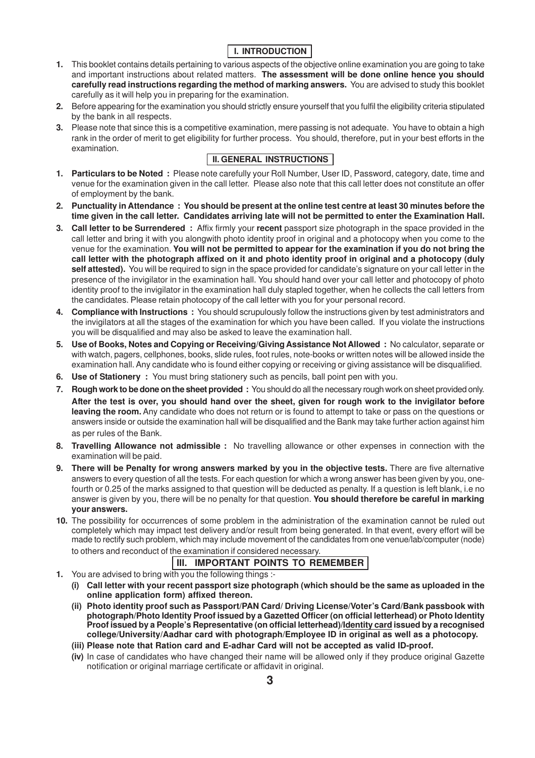## I. INTRODUCTION

1. This booklet contains details pertaining to various aspects of the objective online examination you are going to take and important instructions about related matters. **The assessment will be done online hence you should carefully read instructions regarding the method of marking answers.** You are advised to study this booklet carefully as it will help you in preparing for the examination.
2. Before appearing for the examination you should strictly ensure yourself that you fulfil the eligibility criteria stipulated by the bank in all respects.
3. Please note that since this is a competitive examination, mere passing is not adequate. You have to obtain a high rank in the order of merit to get eligibility for further process. You should, therefore, put in your best efforts in the examination.

## II. GENERAL INSTRUCTIONS

1. **Particulars to be Noted :** Please note carefully your Roll Number, User ID, Password, category, date, time and venue for the examination given in the call letter. Please also note that this call letter does not constitute an offer of employment by the bank.
2. **Punctuality in Attendance : You should be present at the online test centre at least 30 minutes before the time given in the call letter. Candidates arriving late will not be permitted to enter the Examination Hall.**
3. **Call letter to be Surrendered :** Affix firmly your **recent** passport size photograph in the space provided in the call letter and bring it with you alongwith photo identity proof in original and a photocopy when you come to the venue for the examination. **You will not be permitted to appear for the examination if you do not bring the call letter with the photograph affixed on it and photo identity proof in original and a photocopy (duly self attested).** You will be required to sign in the space provided for candidate's signature on your call letter in the presence of the invigilator in the examination hall. You should hand over your call letter and photocopy of photo identity proof to the invigilator in the examination hall duly stapled together, when he collects the call letters from the candidates. Please retain photocopy of the call letter with you for your personal record.
4. **Compliance with Instructions :** You should scrupulously follow the instructions given by test administrators and the invigilators at all the stages of the examination for which you have been called. If you violate the instructions you will be disqualified and may also be asked to leave the examination hall.
5. **Use of Books, Notes and Copying or Receiving/Giving Assistance Not Allowed :** No calculator, separate or with watch, pagers, cellphones, books, slide rules, foot rules, note-books or written notes will be allowed inside the examination hall. Any candidate who is found either copying or receiving or giving assistance will be disqualified.
6. **Use of Stationery :** You must bring stationery such as pencils, ball point pen with you.
7. **Rough work to be done on the sheet provided :** You should do all the necessary rough work on sheet provided only. **After the test is over, you should hand over the sheet, given for rough work to the invigilator before leaving the room.** Any candidate who does not return or is found to attempt to take or pass on the questions or answers inside or outside the examination hall will be disqualified and the Bank may take further action against him as per rules of the Bank.
8. **Travelling Allowance not admissible :** No travelling allowance or other expenses in connection with the examination will be paid.
9. **There will be Penalty for wrong answers marked by you in the objective tests.** There are five alternative answers to every question of all the tests. For each question for which a wrong answer has been given by you, one-fourth or 0.25 of the marks assigned to that question will be deducted as penalty. If a question is left blank, i.e no answer is given by you, there will be no penalty for that question. **You should therefore be careful in marking your answers.**
10. The possibility for occurrences of some problem in the administration of the examination cannot be ruled out completely which may impact test delivery and/or result from being generated. In that event, every effort will be made to rectify such problem, which may include movement of the candidates from one venue/lab/computer (node) to others and reconduct of the examination if considered necessary.

## III. IMPORTANT POINTS TO REMEMBER

1. You are advised to bring with you the following things :-
   - **(i) Call letter with your recent passport size photograph (which should be the same as uploaded in the online application form) affixed thereon.**
   - **(ii) Photo identity proof such as Passport/PAN Card/ Driving License/Voter's Card/Bank passbook with photograph/Photo Identity Proof issued by a Gazetted Officer (on official letterhead) or Photo Identity Proof issued by a People's Representative (on official letterhead)/Identity card issued by a recognised college/University/Aadhar card with photograph/Employee ID in original as well as a photocopy.**
   - **(iii) Please note that Ration card and E-adhar Card will not be accepted as valid ID-proof.**
   - **(iv)** In case of candidates who have changed their name will be allowed only if they produce original Gazette notification or original marriage certificate or affidavit in original.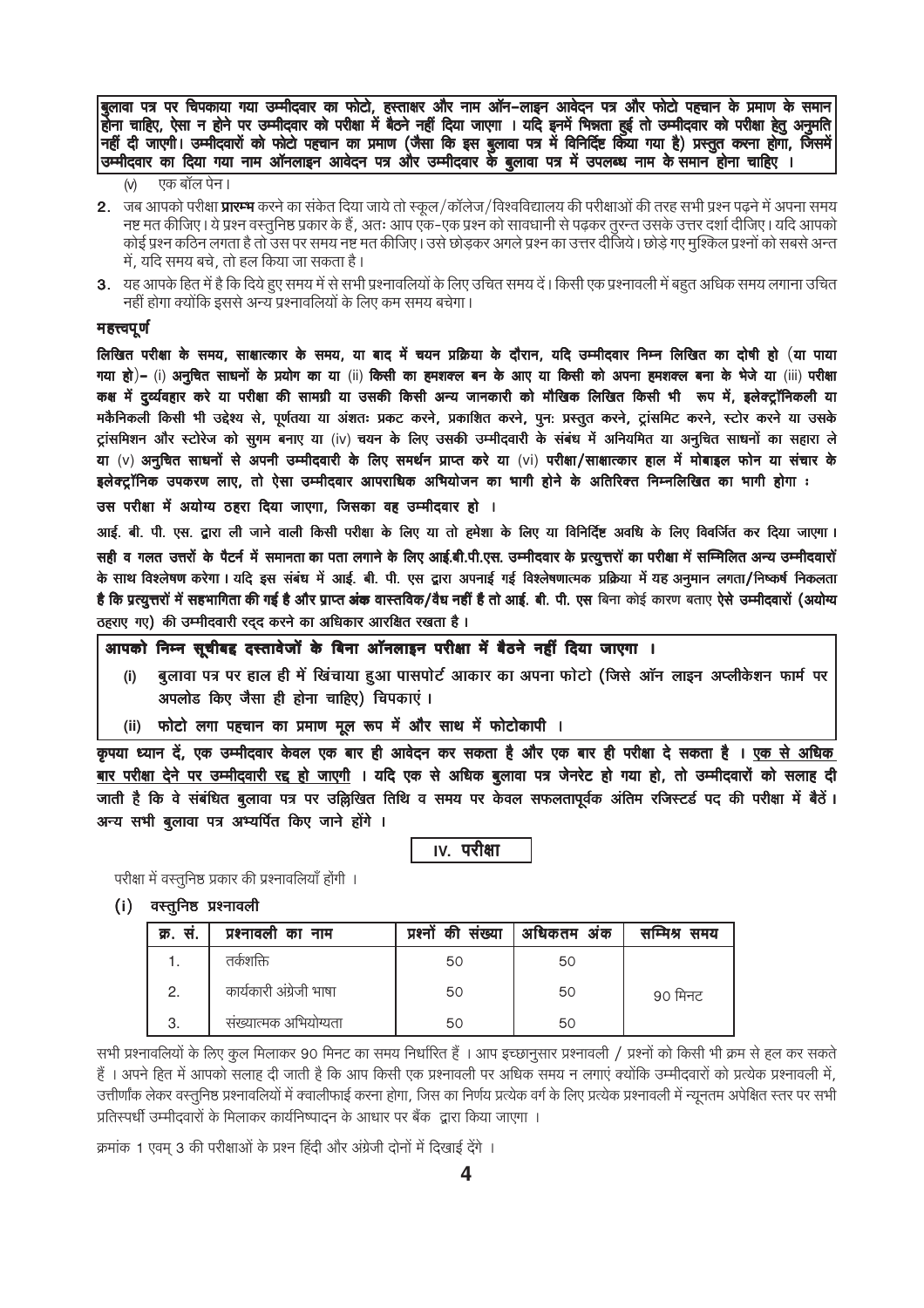**बुलावा पत्र पर चिपकाया गया उम्मीदवार का फोटो, हस्ताक्षर और नाम ऑन-लाइन आवेदन पत्र और फोटो पहचान के प्रमाण के समान होना चाहिए, ऐसा न होने पर उम्मीदवार को परीक्षा में बैठने नहीं दिया जाएगा । यदि इनमें भिन्नता हुई तो उम्मीदवार को परीक्षा हेतु अनुमति नहीं दी जाएगी। उम्मीदवारों को फोटो पहचान का प्रमाण (जैसा कि इस बुलावा पत्र में विनिर्दिष्ट किया गया है) प्रस्तुत करना होगा, जिसमें उम्मीदवार का दिया गया नाम ऑनलाइन आवेदन पत्र और उम्मीदवार के बुलावा पत्र में उपलब्ध नाम के समान होना चाहिए ।**

(v) एक बॉल पेन।

2. जब आपको परीक्षा **प्रारम्भ** करने का संकेत दिया जाये तो स्कूल/कॉलेज/विश्वविद्यालय की परीक्षाओं की तरह सभी प्रश्न पढ़ने में अपना समय नष्ट मत कीजिए। ये प्रश्न वस्तुनिष्ठ प्रकार के हैं, अतः आप एक-एक प्रश्न को सावधानी से पढ़कर तुरन्त उसके उत्तर दर्शा दीजिए। यदि आपको कोई प्रश्न कठिन लगता है तो उस पर समय नष्ट मत कीजिए। उसे छोड़कर अगले प्रश्न का उत्तर दीजिये। छोड़े गए मुश्किल प्रश्नों को सबसे अन्त में, यदि समय बचे, तो हल किया जा सकता है।

3. यह आपके हित में है कि दिये हुए समय में से सभी प्रश्नावलियों के लिए उचित समय दें। किसी एक प्रश्नावली में बहुत अधिक समय लगाना उचित नहीं होगा क्योंकि इससे अन्य प्रश्नावलियों के लिए कम समय बचेगा।

### महत्त्वपूर्ण

**लिखित परीक्षा के समय, साक्षात्कार के समय, या बाद में चयन प्रक्रिया के दौरान, यदि उम्मीदवार निम्न लिखित का दोषी हो** (या पाया गया हो)– (i) **अनुचित साधनों के प्रयोग का या** (ii) **किसी का हमशक्ल बन के आए या किसी को अपना हमशक्ल बना के भेजे या** (iii) **परीक्षा कक्ष में दुर्व्यवहार करे या परीक्षा की सामग्री या उसकी किसी अन्य जानकारी को मौखिक लिखित किसी भी रूप में, इलेक्ट्रॉनिकली या मकैनिकली किसी भी उद्देश्य से, पूर्णतया या अंशतः प्रकट करने, प्रकाशित करने, पुनः प्रस्तुत करने, ट्रांसमिट करने, स्टोर करने या उसके ट्रांसमिशन और स्टोरेज को सुगम बनाए या (iv) चयन के लिए उसकी उम्मीदवारी के संबंध में अनियमित या अनुचित साधनों का सहारा ले या (v) अनुचित साधनों से अपनी उम्मीदवारी के लिए समर्थन प्राप्त करे या (vi) परीक्षा/साक्षात्कार हाल में मोबाइल फोन या संचार के इलेक्ट्रॉनिक उपकरण लाए, तो ऐसा उम्मीदवार आपराधिक अभियोजन का भागी होने के अतिरिक्त निम्नलिखित का भागी होगा :**

**उस परीक्षा में अयोग्य ठहरा दिया जाएगा, जिसका वह उम्मीदवार हो ।**

आई. बी. पी. एस. द्वारा ली जाने वाली किसी परीक्षा के लिए या तो हमेशा के लिए या विनिर्दिष्ट अवधि के लिए विवर्जित कर दिया जाएगा।

**सही व गलत उत्तरों के पैटर्न में समानता का पता लगाने के लिए आई.बी.पी.एस. उम्मीदवार के प्रत्युत्तरों का परीक्षा में सम्मिलित अन्य उम्मीदवारों के साथ विश्लेषण करेगा। यदि इस संबंध में आई. बी. पी. एस द्वारा अपनाई गई विश्लेषणात्मक प्रक्रिया में यह अनुमान लगता/निष्कर्ष निकलता है कि प्रत्युत्तरों में सहभागिता की गई है और प्राप्त अंक वास्तविक/वैध नहीं है तो आई. बी. पी. एस** बिना कोई कारण बताए **ऐसे उम्मीदवारों (अयोग्य ठहराए गए) की उम्मीदवारी रद्द करने का अधिकार आरक्षित रखता है।**

**आपको निम्न सूचीबद्ध दस्तावेजों के बिना ऑनलाइन परीक्षा में बैठने नहीं दिया जाएगा ।**

(i) बुलावा पत्र पर हाल ही में खिंचाया हुआ पासपोर्ट आकार का अपना फोटो (जिसे ऑन लाइन अप्लीकेशन फार्म पर अपलोड किए जैसा ही होना चाहिए) चिपकाएं ।

(ii) फोटो लगा पहचान का प्रमाण मूल रूप में और साथ में फोटोकापी ।

**कृपया ध्यान दें, एक उम्मीदवार केवल एक बार ही आवेदन कर सकता है और एक बार ही परीक्षा दे सकता है । एक से अधिक बार परीक्षा देने पर उम्मीदवारी रद्द हो जाएगी । यदि एक से अधिक बुलावा पत्र जेनरेट हो गया हो, तो उम्मीदवारों को सलाह दी जाती है कि वे संबंधित बुलावा पत्र पर उल्लिखित तिथि व समय पर केवल सफलतापूर्वक अंतिम रजिस्टर्ड पद की परीक्षा में बैठें। अन्य सभी बुलावा पत्र अभ्यर्पित किए जाने होंगे ।**

## IV. परीक्षा

परीक्षा में वस्तुनिष्ठ प्रकार की प्रश्नावलियाँ होंगी ।

### (i) वस्तुनिष्ठ प्रश्नावली

| क्र. सं. | प्रश्नावली का नाम | प्रश्नों की संख्या | अधिकतम अंक | सम्मिश्र समय |
|---|---|---|---|---|
| 1. | तर्कशक्ति | 50 | 50 | |
| 2. | कार्यकारी अंग्रेजी भाषा | 50 | 50 | 90 मिनट |
| 3. | संख्यात्मक अभियोग्यता | 50 | 50 | |

सभी प्रश्नावलियों के लिए कुल मिलाकर 90 मिनट का समय निर्धारित हैं । आप इच्छानुसार प्रश्नावली / प्रश्नों को किसी भी क्रम से हल कर सकते हैं । अपने हित में आपको सलाह दी जाती है कि आप किसी एक प्रश्नावली पर अधिक समय न लगाएं क्योंकि उम्मीदवारों को प्रत्येक प्रश्नावली में, उत्तीर्णांक लेकर वस्तुनिष्ठ प्रश्नावलियों में क्वालीफाई करना होगा, जिस का निर्णय प्रत्येक वर्ग के लिए प्रत्येक प्रश्नावली में न्यूनतम अपेक्षित स्तर पर सभी प्रतिस्पर्धी उम्मीदवारों के मिलाकर कार्यनिष्पादन के आधार पर बैंक द्वारा किया जाएगा ।

क्रमांक 1 एवम् 3 की परीक्षाओं के प्रश्न हिंदी और अंग्रेजी दोनों में दिखाई देंगे ।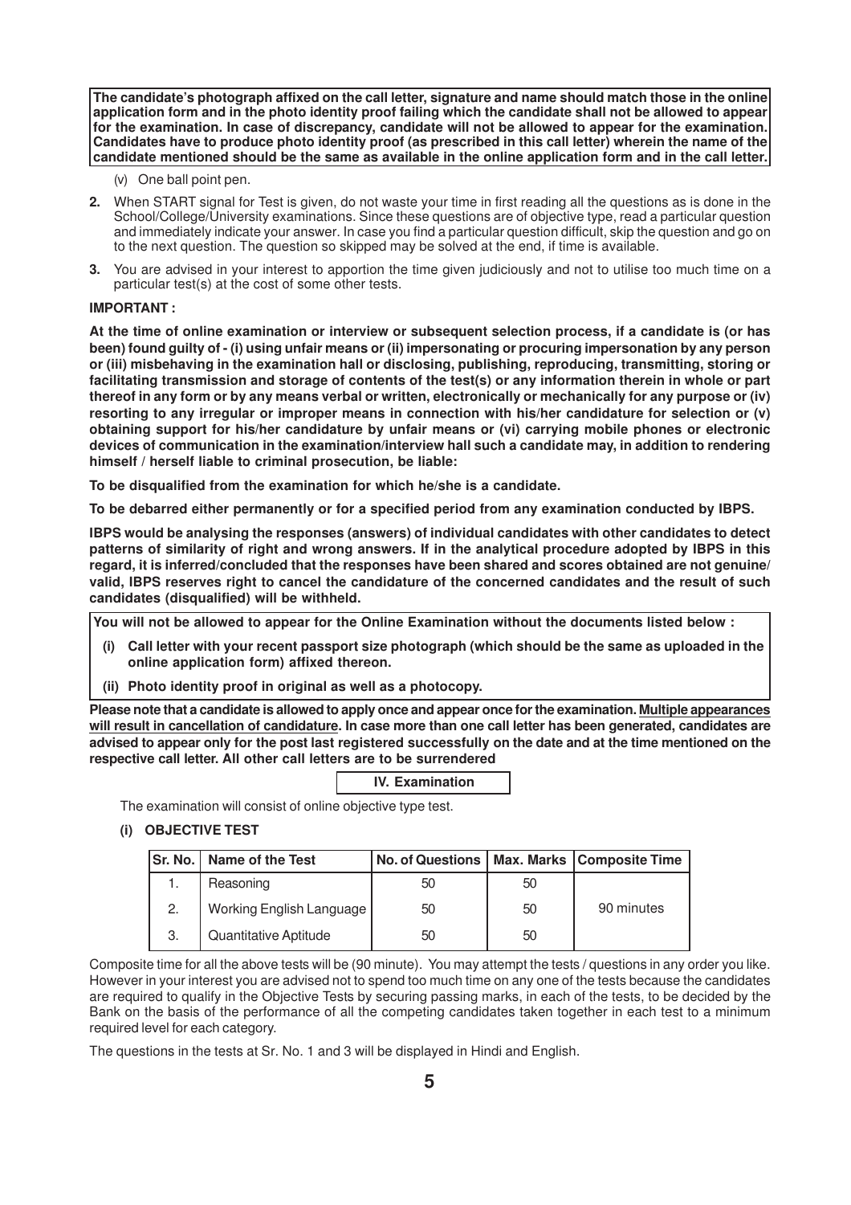**The candidate's photograph affixed on the call letter, signature and name should match those in the online application form and in the photo identity proof failing which the candidate shall not be allowed to appear for the examination. In case of discrepancy, candidate will not be allowed to appear for the examination. Candidates have to produce photo identity proof (as prescribed in this call letter) wherein the name of the candidate mentioned should be the same as available in the online application form and in the call letter.**

(v) One ball point pen.

**2.** When START signal for Test is given, do not waste your time in first reading all the questions as is done in the School/College/University examinations. Since these questions are of objective type, read a particular question and immediately indicate your answer. In case you find a particular question difficult, skip the question and go on to the next question. The question so skipped may be solved at the end, if time is available.

**3.** You are advised in your interest to apportion the time given judiciously and not to utilise too much time on a particular test(s) at the cost of some other tests.

**IMPORTANT :**

**At the time of online examination or interview or subsequent selection process, if a candidate is (or has been) found guilty of - (i) using unfair means or (ii) impersonating or procuring impersonation by any person or (iii) misbehaving in the examination hall or disclosing, publishing, reproducing, transmitting, storing or facilitating transmission and storage of contents of the test(s) or any information therein in whole or part thereof in any form or by any means verbal or written, electronically or mechanically for any purpose or (iv) resorting to any irregular or improper means in connection with his/her candidature for selection or (v) obtaining support for his/her candidature by unfair means or (vi) carrying mobile phones or electronic devices of communication in the examination/interview hall such a candidate may, in addition to rendering himself / herself liable to criminal prosecution, be liable:**

**To be disqualified from the examination for which he/she is a candidate.**

**To be debarred either permanently or for a specified period from any examination conducted by IBPS.**

**IBPS would be analysing the responses (answers) of individual candidates with other candidates to detect patterns of similarity of right and wrong answers. If in the analytical procedure adopted by IBPS in this regard, it is inferred/concluded that the responses have been shared and scores obtained are not genuine/ valid, IBPS reserves right to cancel the candidature of the concerned candidates and the result of such candidates (disqualified) will be withheld.**

**You will not be allowed to appear for the Online Examination without the documents listed below :**

**(i) Call letter with your recent passport size photograph (which should be the same as uploaded in the online application form) affixed thereon.**

**(ii) Photo identity proof in original as well as a photocopy.**

**Please note that a candidate is allowed to apply once and appear once for the examination. <u>Multiple appearances will result in cancellation of candidature</u>. In case more than one call letter has been generated, candidates are advised to appear only for the post last registered successfully on the date and at the time mentioned on the respective call letter. All other call letters are to be surrendered**

## IV. Examination

The examination will consist of online objective type test.

### (i) OBJECTIVE TEST

| Sr. No. | Name of the Test | No. of Questions | Max. Marks | Composite Time |
|---|---|---|---|---|
| 1. | Reasoning | 50 | 50 | 90 minutes |
| 2. | Working English Language | 50 | 50 | |
| 3. | Quantitative Aptitude | 50 | 50 | |

Composite time for all the above tests will be (90 minute). You may attempt the tests / questions in any order you like. However in your interest you are advised not to spend too much time on any one of the tests because the candidates are required to qualify in the Objective Tests by securing passing marks, in each of the tests, to be decided by the Bank on the basis of the performance of all the competing candidates taken together in each test to a minimum required level for each category.

The questions in the tests at Sr. No. 1 and 3 will be displayed in Hindi and English.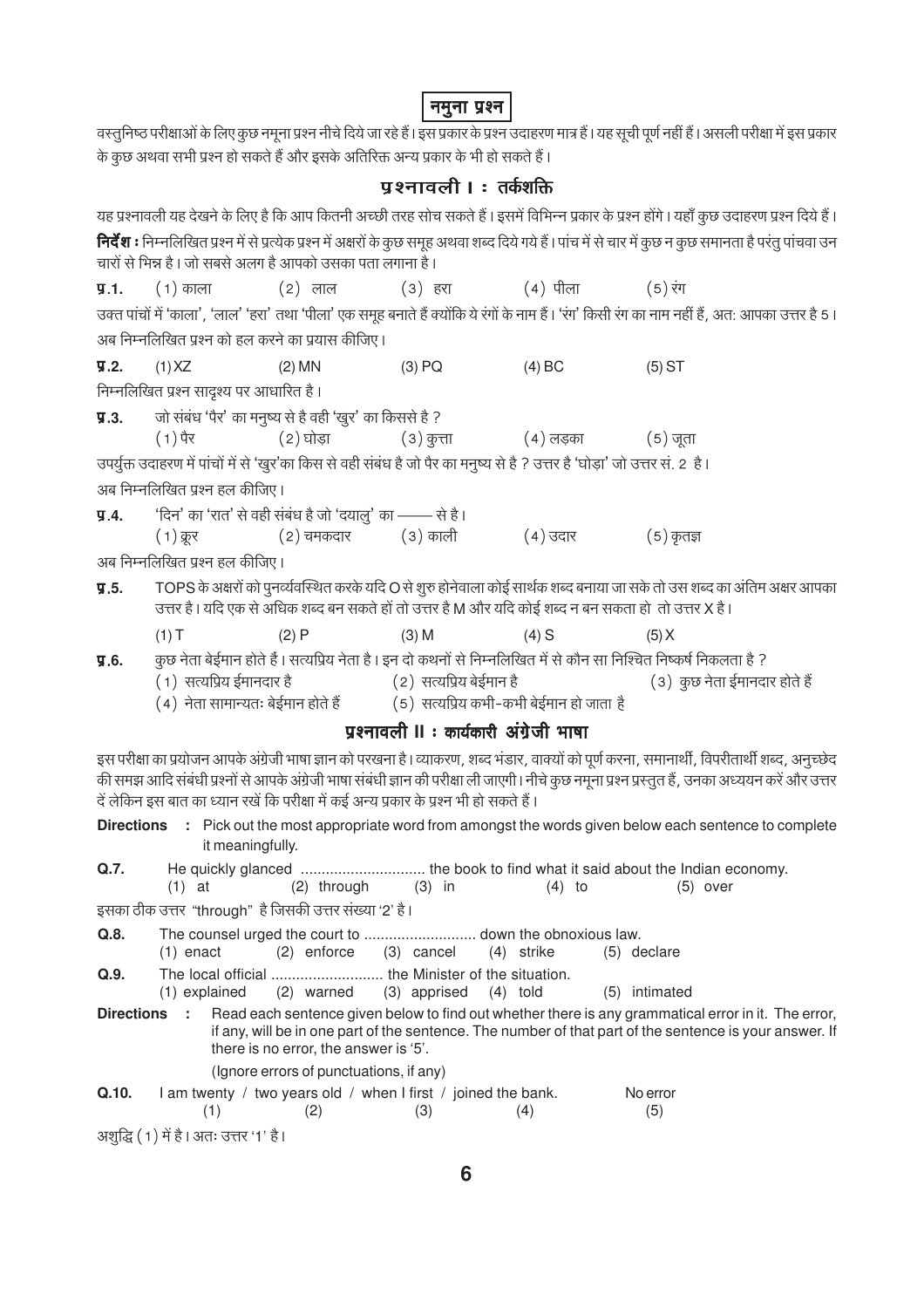## नमुना प्रश्न

वस्तुनिष्ठ परीक्षाओं के लिए कुछ नमूना प्रश्न नीचे दिये जा रहे हैं। इस प्रकार के प्रश्न उदाहरण मात्र हैं। यह सूची पूर्ण नहीं हैं। असली परीक्षा में इस प्रकार के कुछ अथवा सभी प्रश्न हो सकते हैं और इसके अतिरिक्त अन्य प्रकार के भी हो सकते हैं।

## प्रश्नावली I : तर्कशक्ति

यह प्रश्नावली यह देखने के लिए है कि आप कितनी अच्छी तरह सोच सकते हैं। इसमें विभिन्न प्रकार के प्रश्न होंगे। यहाँ कुछ उदाहरण प्रश्न दिये हैं।

**निर्देश :** निम्नलिखित प्रश्न में से प्रत्येक प्रश्न में अक्षरों के कुछ समूह अथवा शब्द दिये गये हैं। पांच में से चार में कुछ न कुछ समानता है परंतु पांचवा उन चारों से भिन्न है। जो सबसे अलग है आपको उसका पता लगाना है।

**प्र.1.** (1) काला (2) लाल (3) हरा (4) पीला (5) रंग

उक्त पांचों में 'काला', 'लाल' 'हरा' तथा 'पीला' एक समूह बनाते हैं क्योंकि ये रंगों के नाम हैं। 'रंग' किसी रंग का नाम नहीं हैं, अत: आपका उत्तर है 5।

अब निम्नलिखित प्रश्न को हल करने का प्रयास कीजिए।

**प्र.2.** (1) XZ (2) MN (3) PQ (4) BC (5) ST

निम्नलिखित प्रश्न सादृश्य पर आधारित है।

**प्र.3.** जो संबंध 'पैर' का मनुष्य से है वही 'खुर' का किससे है ?
(1) पैर (2) घोड़ा (3) कुत्ता (4) लड़का (5) जूता

उपर्युक्त उदाहरण में पांचों में से 'खुर'का किस से वही संबंध है जो पैर का मनुष्य से है ? उत्तर है 'घोड़ा' जो उत्तर सं. 2 है।

अब निम्नलिखित प्रश्न हल कीजिए।

**प्र.4.** 'दिन' का 'रात' से वही संबंध है जो 'दयालु' का —— से है।
(1) क्रूर (2) चमकदार (3) काली (4) उदार (5) कृतज्ञ

अब निम्नलिखित प्रश्न हल कीजिए।

**प्र.5.** TOPS के अक्षरों को पुनर्व्यवस्थित करके यदि O से शुरु होनेवाला कोई सार्थक शब्द बनाया जा सके तो उस शब्द का अंतिम अक्षर आपका उत्तर है। यदि एक से अधिक शब्द बन सकते हों तो उत्तर है M और यदि कोई शब्द न बन सकता हो तो उत्तर X है।
(1) T (2) P (3) M (4) S (5) X

**प्र.6.** कुछ नेता बेईमान होते हैं। सत्यप्रिय नेता है। इन दो कथनों से निम्नलिखित में से कौन सा निश्चित निष्कर्ष निकलता है ?
(1) सत्यप्रिय ईमानदार है (2) सत्यप्रिय बेईमान है (3) कुछ नेता ईमानदार होते हैं
(4) नेता सामान्यतः बेईमान होते हैं (5) सत्यप्रिय कभी-कभी बेईमान हो जाता है

## प्रश्नावली II : कार्यकारी अंग्रेजी भाषा

इस परीक्षा का प्रयोजन आपके अंग्रेजी भाषा ज्ञान को परखना है। व्याकरण, शब्द भंडार, वाक्यों को पूर्ण करना, समानार्थी, विपरीतार्थी शब्द, अनुच्छेद की समझ आदि संबंधी प्रश्नों से आपके अंग्रेजी भाषा संबंधी ज्ञान की परीक्षा ली जाएगी। नीचे कुछ नमूना प्रश्न प्रस्तुत हैं, उनका अध्ययन करें और उत्तर दें लेकिन इस बात का ध्यान रखें कि परीक्षा में कई अन्य प्रकार के प्रश्न भी हो सकते हैं।

**Directions :** Pick out the most appropriate word from amongst the words given below each sentence to complete it meaningfully.

**Q.7.** He quickly glanced .............................. the book to find what it said about the Indian economy.
(1) at (2) through (3) in (4) to (5) over

इसका ठीक उत्तर "through" है जिसकी उत्तर संख्या '2' है।

**Q.8.** The counsel urged the court to ........................... down the obnoxious law.
(1) enact (2) enforce (3) cancel (4) strike (5) declare

**Q.9.** The local official ........................... the Minister of the situation.
(1) explained (2) warned (3) apprised (4) told (5) intimated

**Directions :** Read each sentence given below to find out whether there is any grammatical error in it. The error, if any, will be in one part of the sentence. The number of that part of the sentence is your answer. If there is no error, the answer is '5'.

(Ignore errors of punctuations, if any)

**Q.10.** I am twenty (1) / two years old (2) / when I first (3) / joined the bank. (4) No error (5)

अशुद्धि (1) में है। अतः उत्तर '1' है।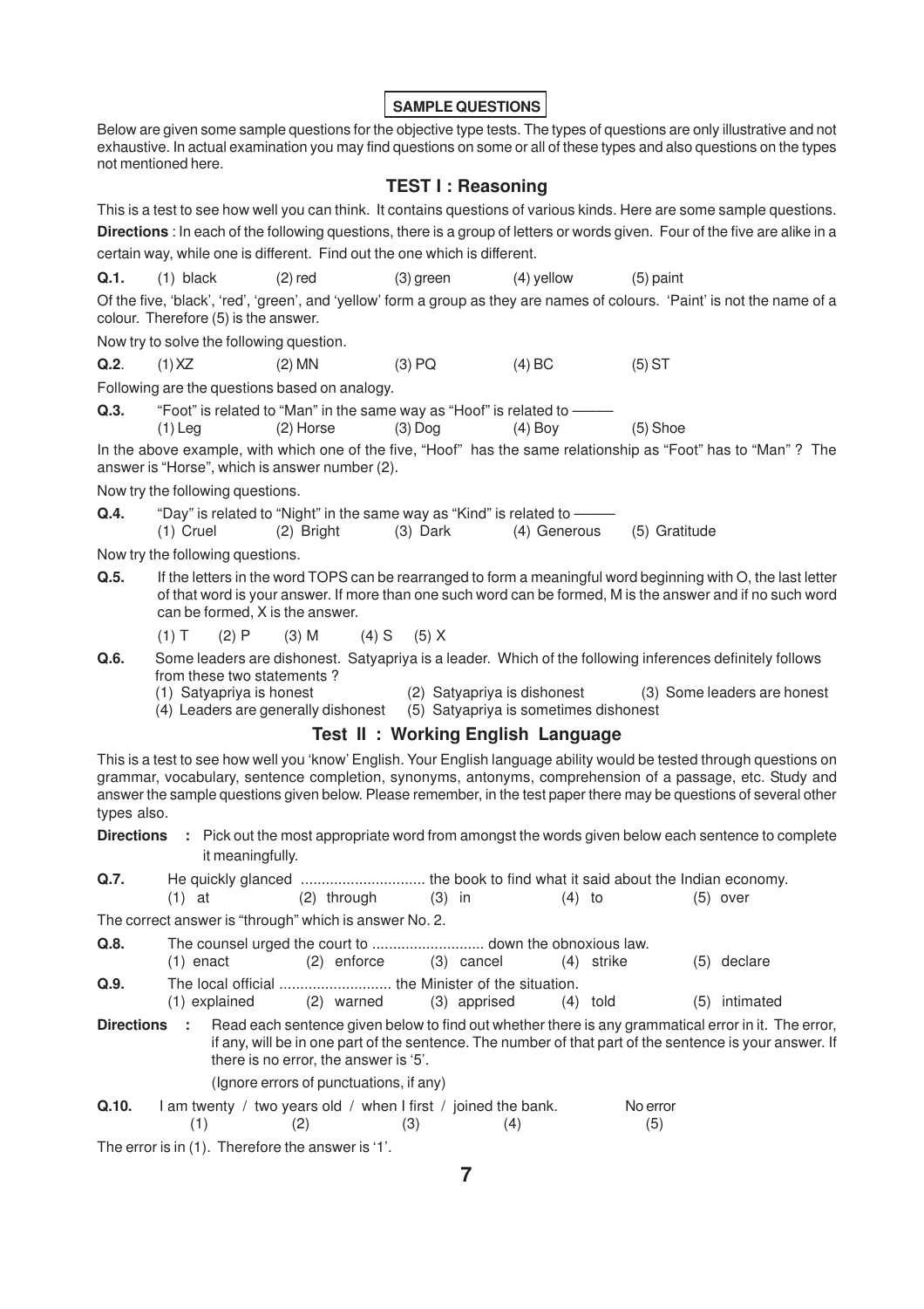## SAMPLE QUESTIONS

Below are given some sample questions for the objective type tests. The types of questions are only illustrative and not exhaustive. In actual examination you may find questions on some or all of these types and also questions on the types not mentioned here.

### TEST I : Reasoning

This is a test to see how well you can think. It contains questions of various kinds. Here are some sample questions.

**Directions** : In each of the following questions, there is a group of letters or words given. Four of the five are alike in a certain way, while one is different. Find out the one which is different.

**Q.1.** (1) black (2) red (3) green (4) yellow (5) paint

Of the five, 'black', 'red', 'green', and 'yellow' form a group as they are names of colours. 'Paint' is not the name of a colour. Therefore (5) is the answer.

Now try to solve the following question.

**Q.2**. (1) XZ (2) MN (3) PQ (4) BC (5) ST

Following are the questions based on analogy.

**Q.3.** "Foot" is related to "Man" in the same way as "Hoof" is related to ——
(1) Leg (2) Horse (3) Dog (4) Boy (5) Shoe

In the above example, with which one of the five, "Hoof" has the same relationship as "Foot" has to "Man" ? The answer is "Horse", which is answer number (2).

Now try the following questions.

**Q.4.** "Day" is related to "Night" in the same way as "Kind" is related to ——
(1) Cruel (2) Bright (3) Dark (4) Generous (5) Gratitude

Now try the following questions.

**Q.5.** If the letters in the word TOPS can be rearranged to form a meaningful word beginning with O, the last letter of that word is your answer. If more than one such word can be formed, M is the answer and if no such word can be formed, X is the answer.

(1) T (2) P (3) M (4) S (5) X

**Q.6.** Some leaders are dishonest. Satyapriya is a leader. Which of the following inferences definitely follows from these two statements ?
(1) Satyapriya is honest (2) Satyapriya is dishonest (3) Some leaders are honest
(4) Leaders are generally dishonest (5) Satyapriya is sometimes dishonest

### Test II : Working English Language

This is a test to see how well you 'know' English. Your English language ability would be tested through questions on grammar, vocabulary, sentence completion, synonyms, antonyms, comprehension of a passage, etc. Study and answer the sample questions given below. Please remember, in the test paper there may be questions of several other types also.

**Directions** : Pick out the most appropriate word from amongst the words given below each sentence to complete it meaningfully.

**Q.7.** He quickly glanced .............................. the book to find what it said about the Indian economy.
(1) at (2) through (3) in (4) to (5) over

The correct answer is "through" which is answer No. 2.

**Q.8.** The counsel urged the court to ........................... down the obnoxious law.
(1) enact (2) enforce (3) cancel (4) strike (5) declare

**Q.9.** The local official ........................... the Minister of the situation.
(1) explained (2) warned (3) apprised (4) told (5) intimated

**Directions** : Read each sentence given below to find out whether there is any grammatical error in it. The error, if any, will be in one part of the sentence. The number of that part of the sentence is your answer. If there is no error, the answer is '5'.

(Ignore errors of punctuations, if any)

**Q.10.** I am twenty (1) / two years old (2) / when I first (3) / joined the bank. (4) No error (5)

The error is in (1). Therefore the answer is '1'.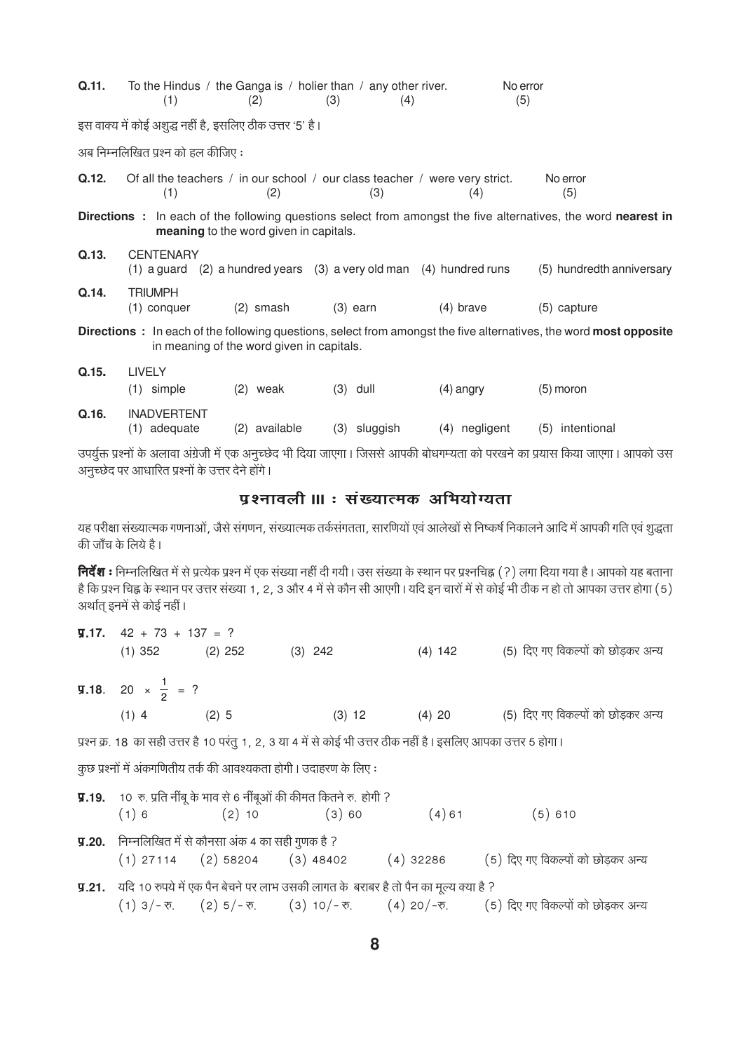**Q.11.** To the Hindus / the Ganga is / holier than / any other river. No error
(1) (2) (3) (4) (5)

इस वाक्य में कोई अशुद्ध नहीं है, इसलिए ठीक उत्तर '5' है।

अब निम्नलिखित प्रश्न को हल कीजिए :

**Q.12.** Of all the teachers / in our school / our class teacher / were very strict. No error
(1) (2) (3) (4) (5)

**Directions :** In each of the following questions select from amongst the five alternatives, the word **nearest in meaning** to the word given in capitals.

**Q.13.** CENTENARY
(1) a guard (2) a hundred years (3) a very old man (4) hundred runs (5) hundredth anniversary

**Q.14.** TRIUMPH
(1) conquer (2) smash (3) earn (4) brave (5) capture

**Directions :** In each of the following questions, select from amongst the five alternatives, the word **most opposite** in meaning of the word given in capitals.

**Q.15.** LIVELY
(1) simple (2) weak (3) dull (4) angry (5) moron

**Q.16.** INADVERTENT
(1) adequate (2) available (3) sluggish (4) negligent (5) intentional

उपर्युक्त प्रश्नों के अलावा अंग्रेजी में एक अनुच्छेद भी दिया जाएगा। जिससे आपकी बोधगम्यता को परखने का प्रयास किया जाएगा। आपको उस अनुच्छेद पर आधारित प्रश्नों के उत्तर देने होंगे।

## प्रश्नावली III : संख्यात्मक अभियोग्यता

यह परीक्षा संख्यात्मक गणनाओं, जैसे संगणन, संख्यात्मक तर्कसंगतता, सारणियों एवं आलेखों से निष्कर्ष निकालने आदि में आपकी गति एवं शुद्धता की जाँच के लिये है।

**निर्देश :** निम्नलिखित में से प्रत्येक प्रश्न में एक संख्या नहीं दी गयी। उस संख्या के स्थान पर प्रश्नचिह्न (?) लगा दिया गया है। आपको यह बताना है कि प्रश्न चिह्न के स्थान पर उत्तर संख्या 1, 2, 3 और 4 में से कौन सी आएगी। यदि इन चारों में से कोई भी ठीक न हो तो आपका उत्तर होगा (5) अर्थात् इनमें से कोई नहीं।

**प्र.17.** $42 + 73 + 137 = ?$
(1) 352 (2) 252 (3) 242 (4) 142 (5) दिए गए विकल्पों को छोड़कर अन्य

**प्र.18.** $20 \times \frac{1}{2} = ?$
(1) 4 (2) 5 (3) 12 (4) 20 (5) दिए गए विकल्पों को छोड़कर अन्य

प्रश्न क्र. 18 का सही उत्तर है 10 परंतु 1, 2, 3 या 4 में से कोई भी उत्तर ठीक नहीं है। इसलिए आपका उत्तर 5 होगा।

कुछ प्रश्नों में अंकगणितीय तर्क की आवश्यकता होगी। उदाहरण के लिए :

**प्र.19.** 10 रु. प्रति नींबू के भाव से 6 नींबूओं की कीमत कितने रु. होगी ?
(1) 6 (2) 10 (3) 60 (4) 61 (5) 610

**प्र.20.** निम्नलिखित में से कौनसा अंक 4 का सही गुणक है ?
(1) 27114 (2) 58204 (3) 48402 (4) 32286 (5) दिए गए विकल्पों को छोड़कर अन्य

**प्र.21.** यदि 10 रुपये में एक पैन बेचने पर लाभ उसकी लागत के बराबर है तो पैन का मूल्य क्या है ?
(1) 3/- रु. (2) 5/- रु. (3) 10/- रु. (4) 20/-रु. (5) दिए गए विकल्पों को छोड़कर अन्य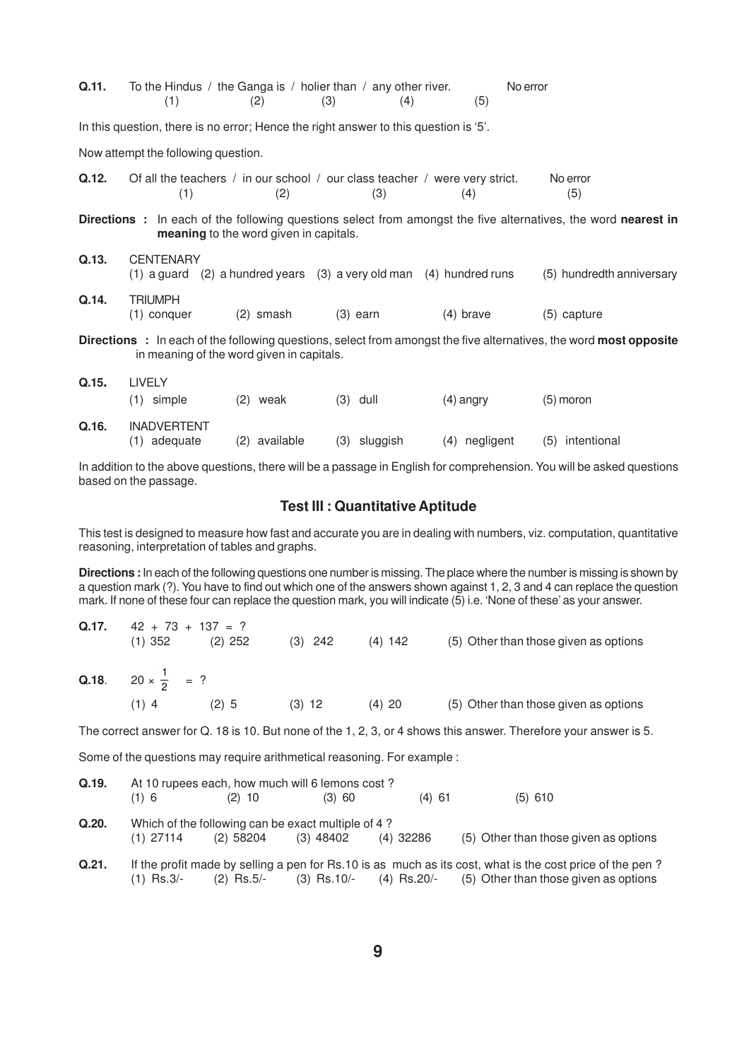**Q.11.** To the Hindus / the Ganga is / holier than / any other river. No error
(1) (2) (3) (4) (5)

In this question, there is no error; Hence the right answer to this question is '5'.

Now attempt the following question.

**Q.12.** Of all the teachers / in our school / our class teacher / were very strict. No error
(1) (2) (3) (4) (5)

**Directions :** In each of the following questions select from amongst the five alternatives, the word **nearest in meaning** to the word given in capitals.

**Q.13.** CENTENARY
(1) a guard (2) a hundred years (3) a very old man (4) hundred runs (5) hundredth anniversary

**Q.14.** TRIUMPH
(1) conquer (2) smash (3) earn (4) brave (5) capture

**Directions :** In each of the following questions, select from amongst the five alternatives, the word **most opposite** in meaning of the word given in capitals.

**Q.15.** LIVELY
(1) simple (2) weak (3) dull (4) angry (5) moron

**Q.16.** INADVERTENT
(1) adequate (2) available (3) sluggish (4) negligent (5) intentional

In addition to the above questions, there will be a passage in English for comprehension. You will be asked questions based on the passage.

## Test III : Quantitative Aptitude

This test is designed to measure how fast and accurate you are in dealing with numbers, viz. computation, quantitative reasoning, interpretation of tables and graphs.

**Directions :** In each of the following questions one number is missing. The place where the number is missing is shown by a question mark (?). You have to find out which one of the answers shown against 1, 2, 3 and 4 can replace the question mark. If none of these four can replace the question mark, you will indicate (5) i.e. 'None of these' as your answer.

**Q.17.** $42 + 73 + 137 = ?$
(1) 352 (2) 252 (3) 242 (4) 142 (5) Other than those given as options

**Q.18.** $20 \times \frac{1}{2} = ?$
(1) 4 (2) 5 (3) 12 (4) 20 (5) Other than those given as options

The correct answer for Q. 18 is 10. But none of the 1, 2, 3, or 4 shows this answer. Therefore your answer is 5.

Some of the questions may require arithmetical reasoning. For example :

**Q.19.** At 10 rupees each, how much will 6 lemons cost ?
(1) 6 (2) 10 (3) 60 (4) 61 (5) 610

**Q.20.** Which of the following can be exact multiple of 4 ?
(1) 27114 (2) 58204 (3) 48402 (4) 32286 (5) Other than those given as options

**Q.21.** If the profit made by selling a pen for Rs.10 is as much as its cost, what is the cost price of the pen ?
(1) Rs.3/- (2) Rs.5/- (3) Rs.10/- (4) Rs.20/- (5) Other than those given as options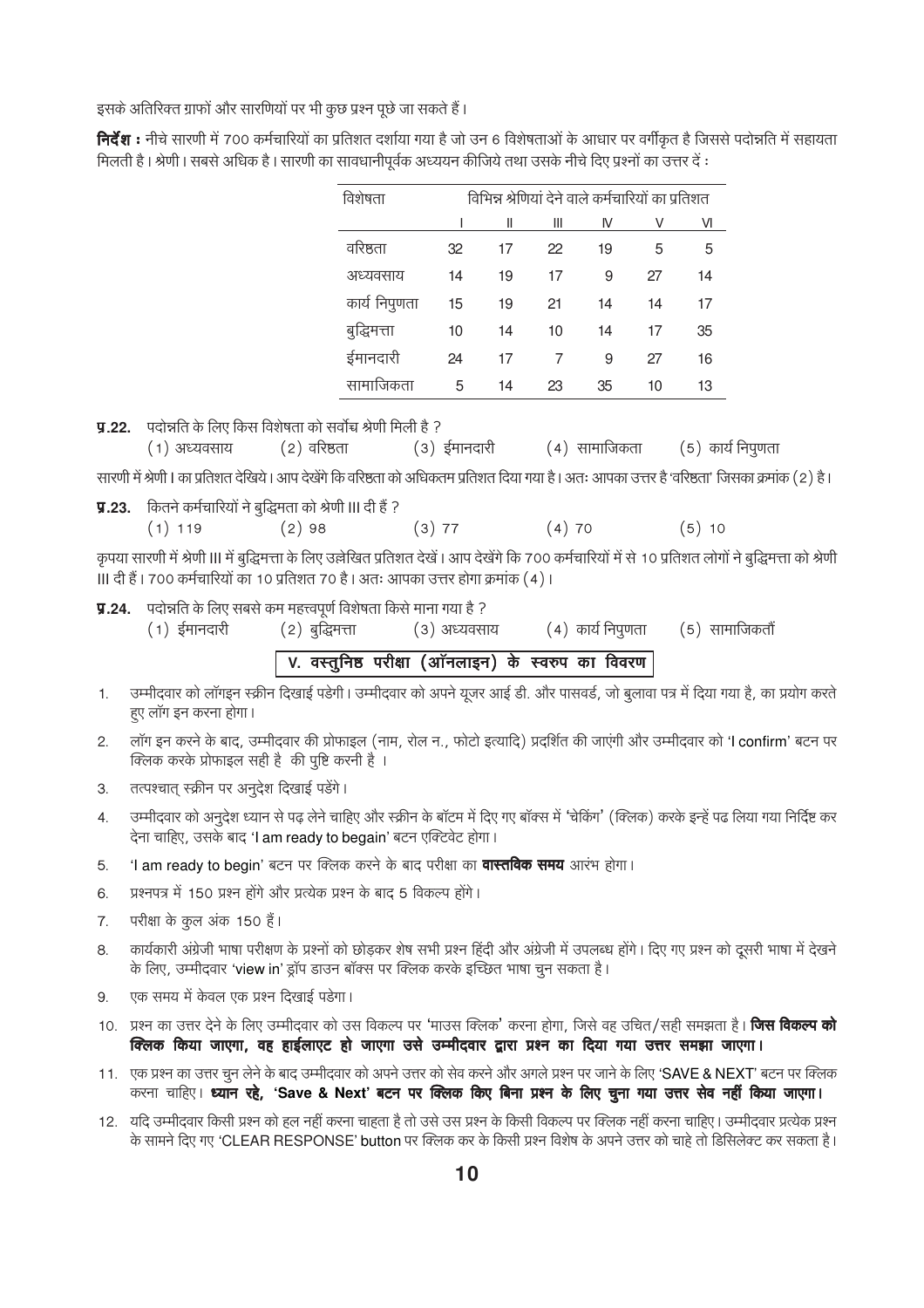इसके अतिरिक्त ग्राफों और सारणियों पर भी कुछ प्रश्न पूछे जा सकते हैं।

**निर्देश :** नीचे सारणी में 700 कर्मचारियों का प्रतिशत दर्शाया गया है जो उन 6 विशेषताओं के आधार पर वर्गीकृत है जिससे पदोन्नति में सहायता मिलती है। श्रेणी। सबसे अधिक है। सारणी का सावधानीपूर्वक अध्ययन कीजिये तथा उसके नीचे दिए प्रश्नों का उत्तर दें :

| विशेषता | विभिन्न श्रेणियां देने वाले कर्मचारियों का प्रतिशत | | | | | |
|---|---|---|---|---|---|---|
| | I | II | III | IV | V | VI |
| वरिष्ठता | 32 | 17 | 22 | 19 | 5 | 5 |
| अध्यवसाय | 14 | 19 | 17 | 9 | 27 | 14 |
| कार्य निपुणता | 15 | 19 | 21 | 14 | 14 | 17 |
| बुद्धिमत्ता | 10 | 14 | 10 | 14 | 17 | 35 |
| ईमानदारी | 24 | 17 | 7 | 9 | 27 | 16 |
| सामाजिकता | 5 | 14 | 23 | 35 | 10 | 13 |

**प्र.22.** पदोन्नति के लिए किस विशेषता को सर्वोच्च श्रेणी मिली है ?
(1) अध्यवसाय (2) वरिष्ठता (3) ईमानदारी (4) सामाजिकता (5) कार्य निपुणता

सारणी में श्रेणी I का प्रतिशत देखिये। आप देखेंगे कि वरिष्ठता को अधिकतम प्रतिशत दिया गया है। अतः आपका उत्तर है 'वरिष्ठता' जिसका क्रमांक (2) है।

**प्र.23.** कितने कर्मचारियों ने बुद्धिमता को श्रेणी III दी हैं ?
(1) 119 (2) 98 (3) 77 (4) 70 (5) 10

कृपया सारणी में श्रेणी III में बुद्धिमत्ता के लिए उल्लेखित प्रतिशत देखें। आप देखेंगे कि 700 कर्मचारियों में से 10 प्रतिशत लोगों ने बुद्धिमत्ता को श्रेणी III दी हैं। 700 कर्मचारियों का 10 प्रतिशत 70 है। अतः आपका उत्तर होगा क्रमांक (4)।

**प्र.24.** पदोन्नति के लिए सबसे कम महत्त्वपूर्ण विशेषता किसे माना गया है ?
(1) ईमानदारी (2) बुद्धिमत्ता (3) अध्यवसाय (4) कार्य निपुणता (5) सामाजिकतौं

## V. वस्तुनिष्ठ परीक्षा (ऑनलाइन) के स्वरुप का विवरण

1. उम्मीदवार को लॉगइन स्क्रीन दिखाई पडेगी। उम्मीदवार को अपने यूजर आई डी. और पासवर्ड, जो बुलावा पत्र में दिया गया है, का प्रयोग करते हुए लॉग इन करना होगा।
2. लॉग इन करने के बाद, उम्मीदवार की प्रोफाइल (नाम, रोल न., फोटो इत्यादि) प्रदर्शित की जाएंगी और उम्मीदवार को 'I confirm' बटन पर क्लिक करके प्रोफाइल सही है की पुष्टि करनी है ।
3. तत्पश्चात् स्क्रीन पर अनुदेश दिखाई पड़ेंगे।
4. उम्मीदवार को अनुदेश ध्यान से पढ़ लेने चाहिए और स्क्रीन के बॉटम में दिए गए बॉक्स में 'चेकिंग' (क्लिक) करके इन्हें पढ लिया गया निर्दिष्ट कर देना चाहिए, उसके बाद 'I am ready to begain' बटन एक्टिवेट होगा।
5. 'I am ready to begin' बटन पर क्लिक करने के बाद परीक्षा का **वास्तविक समय** आरंभ होगा।
6. प्रश्नपत्र में 150 प्रश्न होंगे और प्रत्येक प्रश्न के बाद 5 विकल्प होंगे।
7. परीक्षा के कुल अंक 150 हैं।
8. कार्यकारी अंग्रेजी भाषा परीक्षण के प्रश्नों को छोड़कर शेष सभी प्रश्न हिंदी और अंग्रेजी में उपलब्ध होंगे। दिए गए प्रश्न को दूसरी भाषा में देखने के लिए, उम्मीदवार 'view in' ड्रॉप डाउन बॉक्स पर क्लिक करके इच्छित भाषा चुन सकता है।
9. एक समय में केवल एक प्रश्न दिखाई पडेगा।
10. प्रश्न का उत्तर देने के लिए उम्मीदवार को उस विकल्प पर 'माउस क्लिक' करना होगा, जिसे वह उचित/सही समझता है। **जिस विकल्प को क्लिक किया जाएगा, वह हाईलाएट हो जाएगा उसे उम्मीदवार द्वारा प्रश्न का दिया गया उत्तर समझा जाएगा।**
11. एक प्रश्न का उत्तर चुन लेने के बाद उम्मीदवार को अपने उत्तर को सेव करने और अगले प्रश्न पर जाने के लिए 'SAVE & NEXT' बटन पर क्लिक करना चाहिए। **ध्यान रहे, 'Save & Next' बटन पर क्लिक किए बिना प्रश्न के लिए चुना गया उत्तर सेव नहीं किया जाएगा।**
12. यदि उम्मीदवार किसी प्रश्न को हल नहीं करना चाहता है तो उसे उस प्रश्न के किसी विकल्प पर क्लिक नहीं करना चाहिए। उम्मीदवार प्रत्येक प्रश्न के सामने दिए गए 'CLEAR RESPONSE' button पर क्लिक कर के किसी प्रश्न विशेष के अपने उत्तर को चाहे तो डिसिलेक्ट कर सकता है।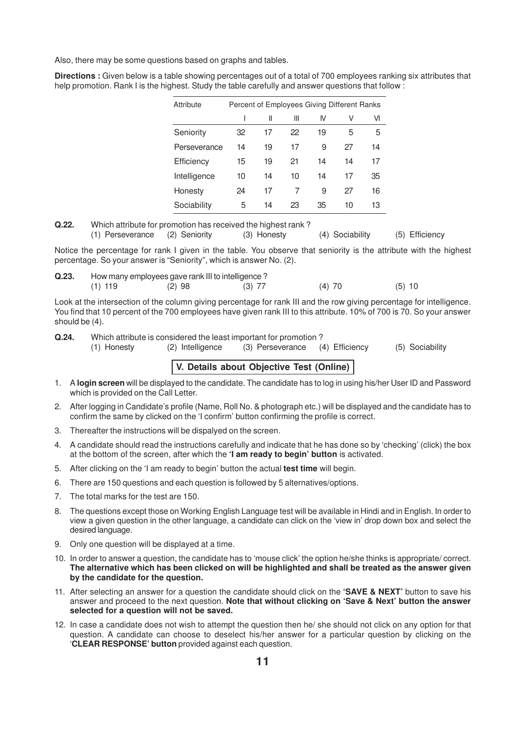Also, there may be some questions based on graphs and tables.

**Directions :** Given below is a table showing percentages out of a total of 700 employees ranking six attributes that help promotion. Rank I is the highest. Study the table carefully and answer questions that follow :

| Attribute | Percent of Employees Giving Different Ranks | | | | | |
|---|---|---|---|---|---|---|
| | I | II | III | IV | V | VI |
| Seniority | 32 | 17 | 22 | 19 | 5 | 5 |
| Perseverance | 14 | 19 | 17 | 9 | 27 | 14 |
| Efficiency | 15 | 19 | 21 | 14 | 14 | 17 |
| Intelligence | 10 | 14 | 10 | 14 | 17 | 35 |
| Honesty | 24 | 17 | 7 | 9 | 27 | 16 |
| Sociability | 5 | 14 | 23 | 35 | 10 | 13 |

**Q.22.** Which attribute for promotion has received the highest rank ?
(1) Perseverance (2) Seniority (3) Honesty (4) Sociability (5) Efficiency

Notice the percentage for rank I given in the table. You observe that seniority is the attribute with the highest percentage. So your answer is "Seniority", which is answer No. (2).

**Q.23.** How many employees gave rank III to intelligence ?
(1) 119 (2) 98 (3) 77 (4) 70 (5) 10

Look at the intersection of the column giving percentage for rank III and the row giving percentage for intelligence. You find that 10 percent of the 700 employees have given rank III to this attribute. 10% of 700 is 70. So your answer should be (4).

**Q.24.** Which attribute is considered the least important for promotion ?
(1) Honesty (2) Intelligence (3) Perseverance (4) Efficiency (5) Sociability

## V. Details about Objective Test (Online)

1. A **login screen** will be displayed to the candidate. The candidate has to log in using his/her User ID and Password which is provided on the Call Letter.
2. After logging in Candidate's profile (Name, Roll No. & photograph etc.) will be displayed and the candidate has to confirm the same by clicked on the 'I confirm' button confirming the profile is correct.
3. Thereafter the instructions will be dispalyed on the screen.
4. A candidate should read the instructions carefully and indicate that he has done so by 'checking' (click) the box at the bottom of the screen, after which the **'I am ready to begin' button** is activated.
5. After clicking on the 'I am ready to begin' button the actual **test time** will begin.
6. There are 150 questions and each question is followed by 5 alternatives/options.
7. The total marks for the test are 150.
8. The questions except those on Working English Language test will be available in Hindi and in English. In order to view a given question in the other language, a candidate can click on the 'view in' drop down box and select the desired language.
9. Only one question will be displayed at a time.
10. In order to answer a question, the candidate has to 'mouse click' the option he/she thinks is appropriate/ correct. **The alternative which has been clicked on will be highlighted and shall be treated as the answer given by the candidate for the question.**
11. After selecting an answer for a question the candidate should click on the **'SAVE & NEXT'** button to save his answer and proceed to the next question. **Note that without clicking on 'Save & Next' button the answer selected for a question will not be saved.**
12. In case a candidate does not wish to attempt the question then he/ she should not click on any option for that question. A candidate can choose to deselect his/her answer for a particular question by clicking on the '**CLEAR RESPONSE' button** provided against each question.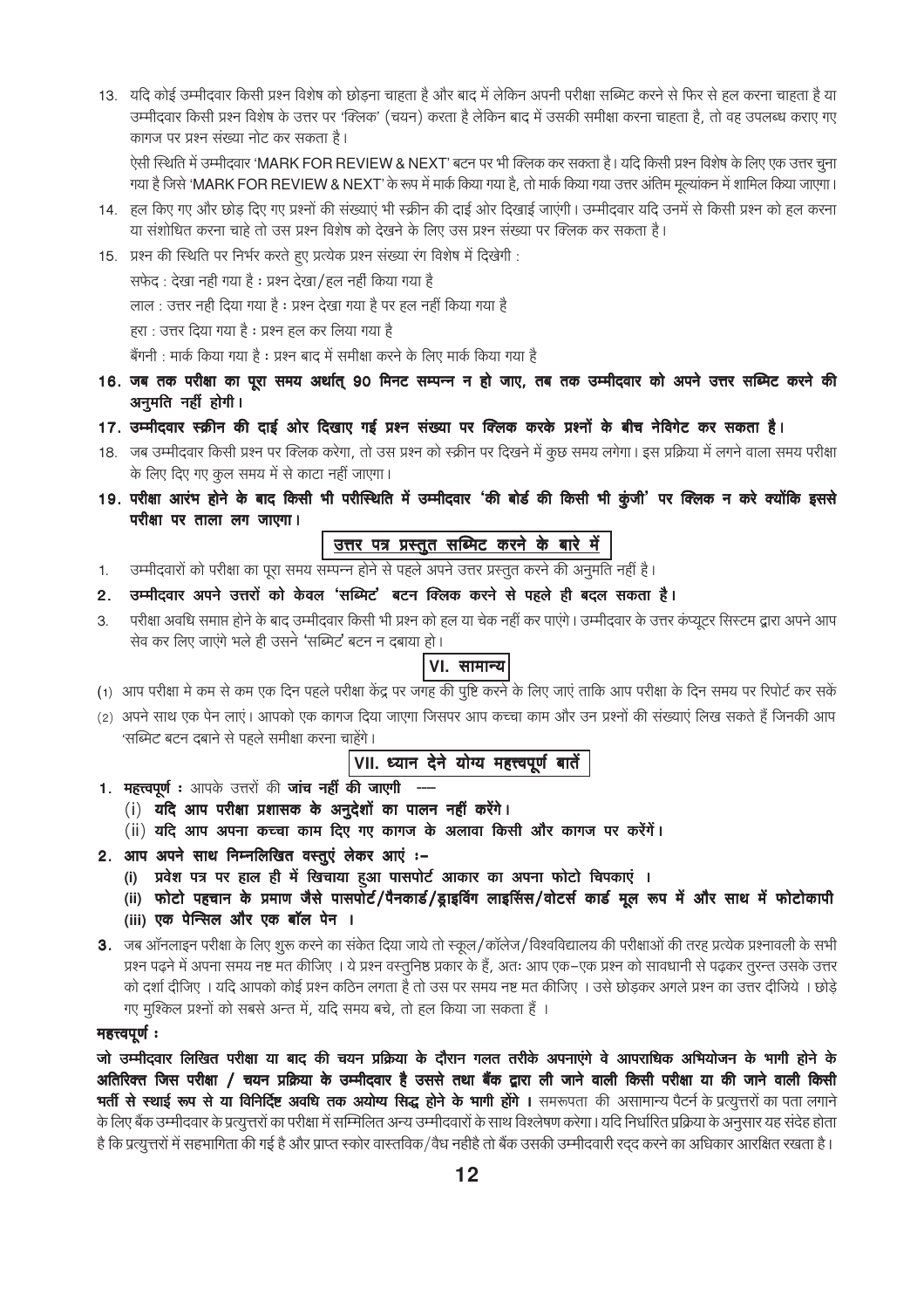13. यदि कोई उम्मीदवार किसी प्रश्न विशेष को छोड़ना चाहता है और बाद में लेकिन अपनी परीक्षा सब्मिट करने से फिर से हल करना चाहता है या उम्मीदवार किसी प्रश्न विशेष के उत्तर पर 'क्लिक' (चयन) करता है लेकिन बाद में उसकी समीक्षा करना चाहता है, तो वह उपलब्ध कराए गए कागज पर प्रश्न संख्या नोट कर सकता है।

    ऐसी स्थिति में उम्मीदवार 'MARK FOR REVIEW & NEXT' बटन पर भी क्लिक कर सकता है। यदि किसी प्रश्न विशेष के लिए एक उत्तर चुना गया है जिसे 'MARK FOR REVIEW & NEXT' के रूप में मार्क किया गया है, तो मार्क किया गया उत्तर अंतिम मूल्यांकन में शामिल किया जाएगा।

14. हल किए गए और छोड़ दिए गए प्रश्नों की संख्याएं भी स्क्रीन की दाई ओर दिखाई जाएंगी। उम्मीदवार यदि उनमें से किसी प्रश्न को हल करना या संशोधित करना चाहे तो उस प्रश्न विशेष को देखने के लिए उस प्रश्न संख्या पर क्लिक कर सकता है।

15. प्रश्न की स्थिति पर निर्भर करते हुए प्रत्येक प्रश्न संख्या रंग विशेष में दिखेगी :

    सफेद : देखा नही गया है : प्रश्न देखा/हल नहीं किया गया है

    लाल : उत्तर नही दिया गया है : प्रश्न देखा गया है पर हल नहीं किया गया है

    हरा : उत्तर दिया गया है : प्रश्न हल कर लिया गया है

    बैंगनी : मार्क किया गया है : प्रश्न बाद में समीक्षा करने के लिए मार्क किया गया है

**16. जब तक परीक्षा का पूरा समय अर्थात् 90 मिनट सम्पन्न न हो जाए, तब तक उम्मीदवार को अपने उत्तर सब्मिट करने की अनुमति नहीं होगी।**

**17. उम्मीदवार स्क्रीन की दाई ओर दिखाए गई प्रश्न संख्या पर क्लिक करके प्रश्नों के बीच नेविगेट कर सकता है।**

18. जब उम्मीदवार किसी प्रश्न पर क्लिक करेगा, तो उस प्रश्न को स्क्रीन पर दिखने में कुछ समय लगेगा। इस प्रक्रिया में लगने वाला समय परीक्षा के लिए दिए गए कुल समय में से काटा नहीं जाएगा।

**19. परीक्षा आरंभ होने के बाद किसी भी परीस्थिति में उम्मीदवार 'की बोर्ड की किसी भी कुंजी' पर क्लिक न करे क्योंकि इससे परीक्षा पर ताला लग जाएगा।**

## उत्तर पत्र प्रस्तुत सब्मिट करने के बारे में

1. उम्मीदवारों को परीक्षा का पूरा समय सम्पन्न होने से पहले अपने उत्तर प्रस्तुत करने की अनुमति नहीं है।
2. **उम्मीदवार अपने उत्तरों को केवल 'सब्मिट' बटन क्लिक करने से पहले ही बदल सकता है।**
3. परीक्षा अवधि समाप्त होने के बाद उम्मीदवार किसी भी प्रश्न को हल या चेक नहीं कर पाएंगे। उम्मीदवार के उत्तर कंप्यूटर सिस्टम द्वारा अपने आप सेव कर लिए जाएंगे भले ही उसने 'सब्मिट' बटन न दबाया हो।

## VI. सामान्य

(1) आप परीक्षा मे कम से कम एक दिन पहले परीक्षा केंद्र पर जगह की पुष्टि करने के लिए जाएं ताकि आप परीक्षा के दिन समय पर रिपोर्ट कर सकें

(2) अपने साथ एक पेन लाएं। आपको एक कागज दिया जाएगा जिसपर आप कच्चा काम और उन प्रश्नों की संख्याएं लिख सकते हैं जिनकी आप 'सब्मिट बटन दबाने से पहले समीक्षा करना चाहेंगे।

## VII. ध्यान देने योग्य महत्त्वपूर्ण बातें

1. **महत्त्वपूर्ण :** आपके उत्तरों की **जांच नहीं की जाएगी** ---
    (i) **यदि आप परीक्षा प्रशासक के अनुदेशों का पालन नहीं करेंगे।**
    (ii) **यदि आप अपना कच्चा काम दिए गए कागज के अलावा किसी और कागज पर करेंगें।**
2. **आप अपने साथ निम्नलिखित वस्तुएं लेकर आएं :-**
    **(i) प्रवेश पत्र पर हाल ही में खिचाया हुआ पासपोर्ट आकार का अपना फोटो चिपकाएं ।**
    **(ii) फोटो पहचान के प्रमाण जैसे पासपोर्ट/पैनकार्ड/ड्राइविंग लाइसेंस/वोटर्स कार्ड मूल रूप में और साथ में फोटोकापी**
    **(iii) एक पेन्सिल और एक बॉल पेन ।**
3. जब ऑनलाइन परीक्षा के लिए शुरू करने का संकेत दिया जाये तो स्कूल/कॉलेज/विश्वविद्यालय की परीक्षाओं की तरह प्रत्येक प्रश्नावली के सभी प्रश्न पढ़ने में अपना समय नष्ट मत कीजिए । ये प्रश्न वस्तुनिष्ठ प्रकार के हैं, अतः आप एक-एक प्रश्न को सावधानी से पढ़कर तुरन्त उसके उत्तर को दर्शा दीजिए । यदि आपको कोई प्रश्न कठिन लगता है तो उस पर समय नष्ट मत कीजिए । उसे छोड़कर अगले प्रश्न का उत्तर दीजिये । छोड़े गए मुश्किल प्रश्नों को सबसे अन्त में, यदि समय बचे, तो हल किया जा सकता हैं ।

**महत्त्वपूर्ण :**

**जो उम्मीदवार लिखित परीक्षा या बाद की चयन प्रक्रिया के दौरान गलत तरीके अपनाएंगे वे आपराधिक अभियोजन के भागी होने के अतिरिक्त जिस परीक्षा / चयन प्रक्रिया के उम्मीदवार है उससे तथा बैंक द्वारा ली जाने वाली किसी परीक्षा या की जाने वाली किसी भर्ती से स्थाई रूप से या विनिर्दिष्ट अवधि तक अयोग्य सिद्ध होने के भागी होंगे ।** समरूपता की असामान्य पैटर्न के प्रत्युत्तरों का पता लगाने के लिए बैंक उम्मीदवार के प्रत्युत्तरों का परीक्षा में सम्मिलित अन्य उम्मीदवारों के साथ विश्लेषण करेगा। यदि निर्धारित प्रक्रिया के अनुसार यह संदेह होता है कि प्रत्युत्तरों में सहभागिता की गई है और प्राप्त स्कोर वास्तविक/वैध नहीहै तो बैंक उसकी उम्मीदवारी रद्द करने का अधिकार आरक्षित रखता है।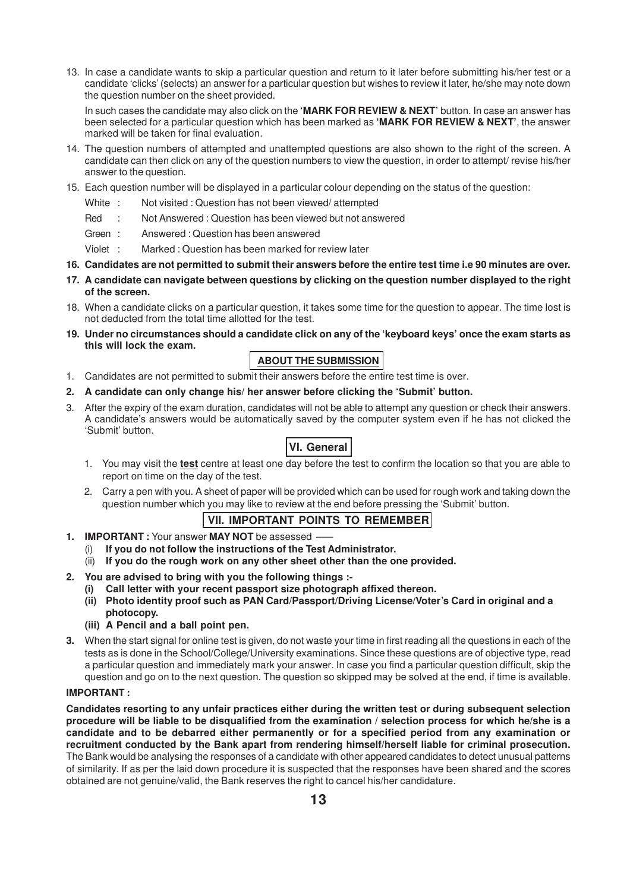13. In case a candidate wants to skip a particular question and return to it later before submitting his/her test or a candidate 'clicks' (selects) an answer for a particular question but wishes to review it later, he/she may note down the question number on the sheet provided.

    In such cases the candidate may also click on the **'MARK FOR REVIEW & NEXT'** button. In case an answer has been selected for a particular question which has been marked as **'MARK FOR REVIEW & NEXT'**, the answer marked will be taken for final evaluation.

14. The question numbers of attempted and unattempted questions are also shown to the right of the screen. A candidate can then click on any of the question numbers to view the question, in order to attempt/ revise his/her answer to the question.

15. Each question number will be displayed in a particular colour depending on the status of the question:

    White : Not visited : Question has not been viewed/ attempted

    Red : Not Answered : Question has been viewed but not answered

    Green : Answered : Question has been answered

    Violet : Marked : Question has been marked for review later

16. **Candidates are not permitted to submit their answers before the entire test time i.e 90 minutes are over.**

17. **A candidate can navigate between questions by clicking on the question number displayed to the right of the screen.**

18. When a candidate clicks on a particular question, it takes some time for the question to appear. The time lost is not deducted from the total time allotted for the test.

19. **Under no circumstances should a candidate click on any of the 'keyboard keys' once the exam starts as this will lock the exam.**

## ABOUT THE SUBMISSION

1. Candidates are not permitted to submit their answers before the entire test time is over.
2. **A candidate can only change his/ her answer before clicking the 'Submit' button.**
3. After the expiry of the exam duration, candidates will not be able to attempt any question or check their answers. A candidate's answers would be automatically saved by the computer system even if he has not clicked the 'Submit' button.

## VI. General

1. You may visit the **test** centre at least one day before the test to confirm the location so that you are able to report on time on the day of the test.
2. Carry a pen with you. A sheet of paper will be provided which can be used for rough work and taking down the question number which you may like to review at the end before pressing the 'Submit' button.

## VII. IMPORTANT POINTS TO REMEMBER

1. **IMPORTANT :** Your answer **MAY NOT** be assessed —
   (i) **If you do not follow the instructions of the Test Administrator.**
   (ii) **If you do the rough work on any other sheet other than the one provided.**
2. **You are advised to bring with you the following things :-**
   **(i) Call letter with your recent passport size photograph affixed thereon.**
   **(ii) Photo identity proof such as PAN Card/Passport/Driving License/Voter's Card in original and a photocopy.**
   **(iii) A Pencil and a ball point pen.**
3. When the start signal for online test is given, do not waste your time in first reading all the questions in each of the tests as is done in the School/College/University examinations. Since these questions are of objective type, read a particular question and immediately mark your answer. In case you find a particular question difficult, skip the question and go on to the next question. The question so skipped may be solved at the end, if time is available.

**IMPORTANT :**

**Candidates resorting to any unfair practices either during the written test or during subsequent selection procedure will be liable to be disqualified from the examination / selection process for which he/she is a candidate and to be debarred either permanently or for a specified period from any examination or recruitment conducted by the Bank apart from rendering himself/herself liable for criminal prosecution.** The Bank would be analysing the responses of a candidate with other appeared candidates to detect unusual patterns of similarity. If as per the laid down procedure it is suspected that the responses have been shared and the scores obtained are not genuine/valid, the Bank reserves the right to cancel his/her candidature.